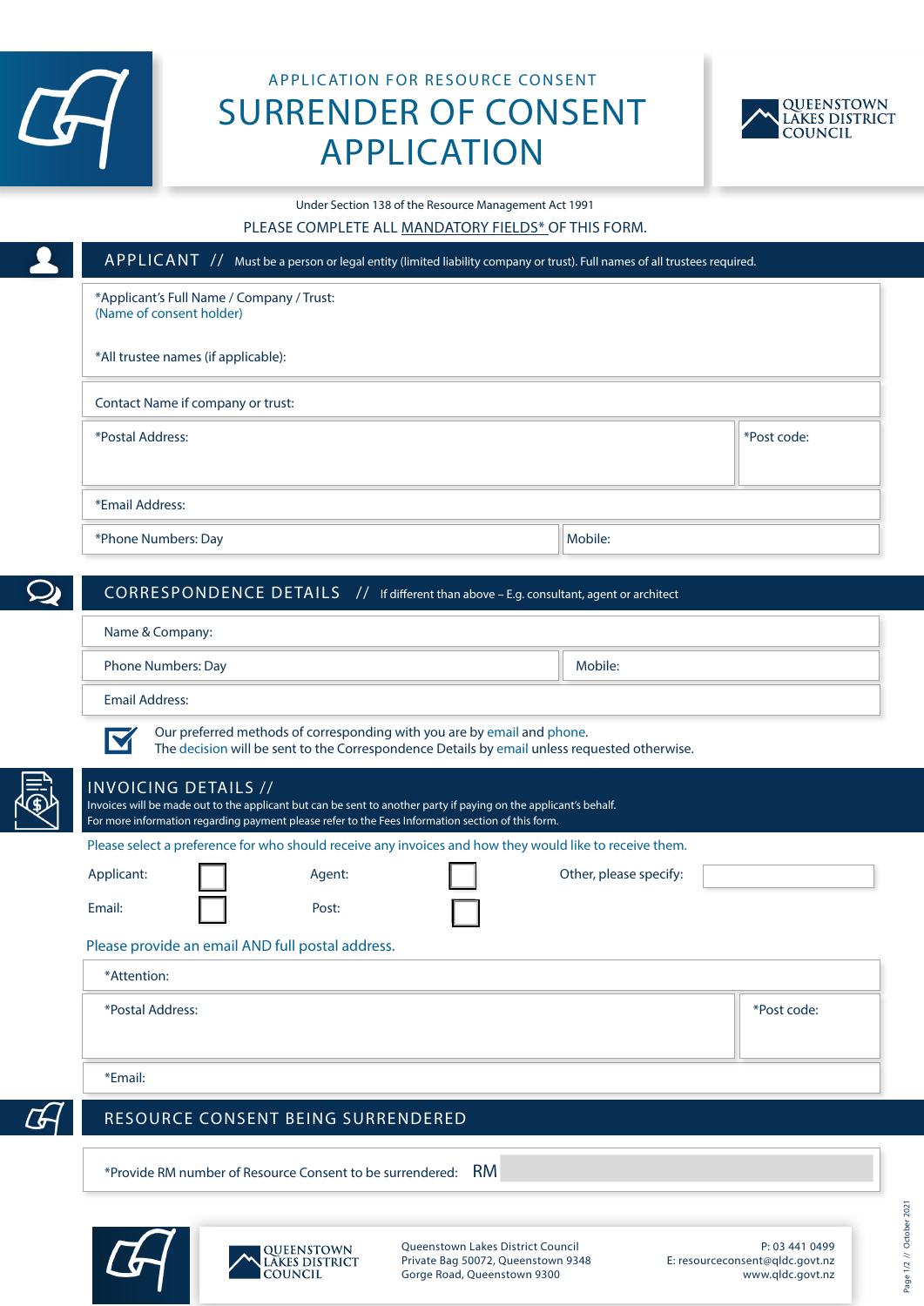APPLICATION FOR RESOURCE CONSENT

# SURRENDER OF CONSENT APPLICATION

QUEENSTOWN LAKES DISTRICT COUNCIL

Under Section 138 of the Resource Management Act 1991

PLEASE COMPLETE ALL MANDATORY FIELDS* OF THIS FORM.

## APPLICANT // Must be a person or legal entity (limited liability company or trust). Full names of all trustees required.

*Applicant's Full Name / Company / Trust:
(Name of consent holder)

*All trustee names (if applicable):

Contact Name if company or trust:

*Postal Address:

*Post code:

*Email Address:

*Phone Numbers: Day

Mobile:

## CORRESPONDENCE DETAILS // If different than above – E.g. consultant, agent or architect

Name & Company:

Phone Numbers: Day

Mobile:

Email Address:

Our preferred methods of corresponding with you are by email and phone.
The decision will be sent to the Correspondence Details by email unless requested otherwise.

## INVOICING DETAILS //

Invoices will be made out to the applicant but can be sent to another party if paying on the applicant's behalf.
For more information regarding payment please refer to the Fees Information section of this form.

Please select a preference for who should receive any invoices and how they would like to receive them.

Applicant: ☐ Agent: ☐ Other, please specify:

Email: ☐ Post: ☐

Please provide an email AND full postal address.

*Attention:

*Postal Address:

*Post code:

*Email:

## RESOURCE CONSENT BEING SURRENDERED

*Provide RM number of Resource Consent to be surrendered: RM

QUEENSTOWN LAKES DISTRICT COUNCIL

Queenstown Lakes District Council
Private Bag 50072, Queenstown 9348
Gorge Road, Queenstown 9300

P: 03 441 0499
E: resourceconsent@qldc.govt.nz
www.qldc.govt.nz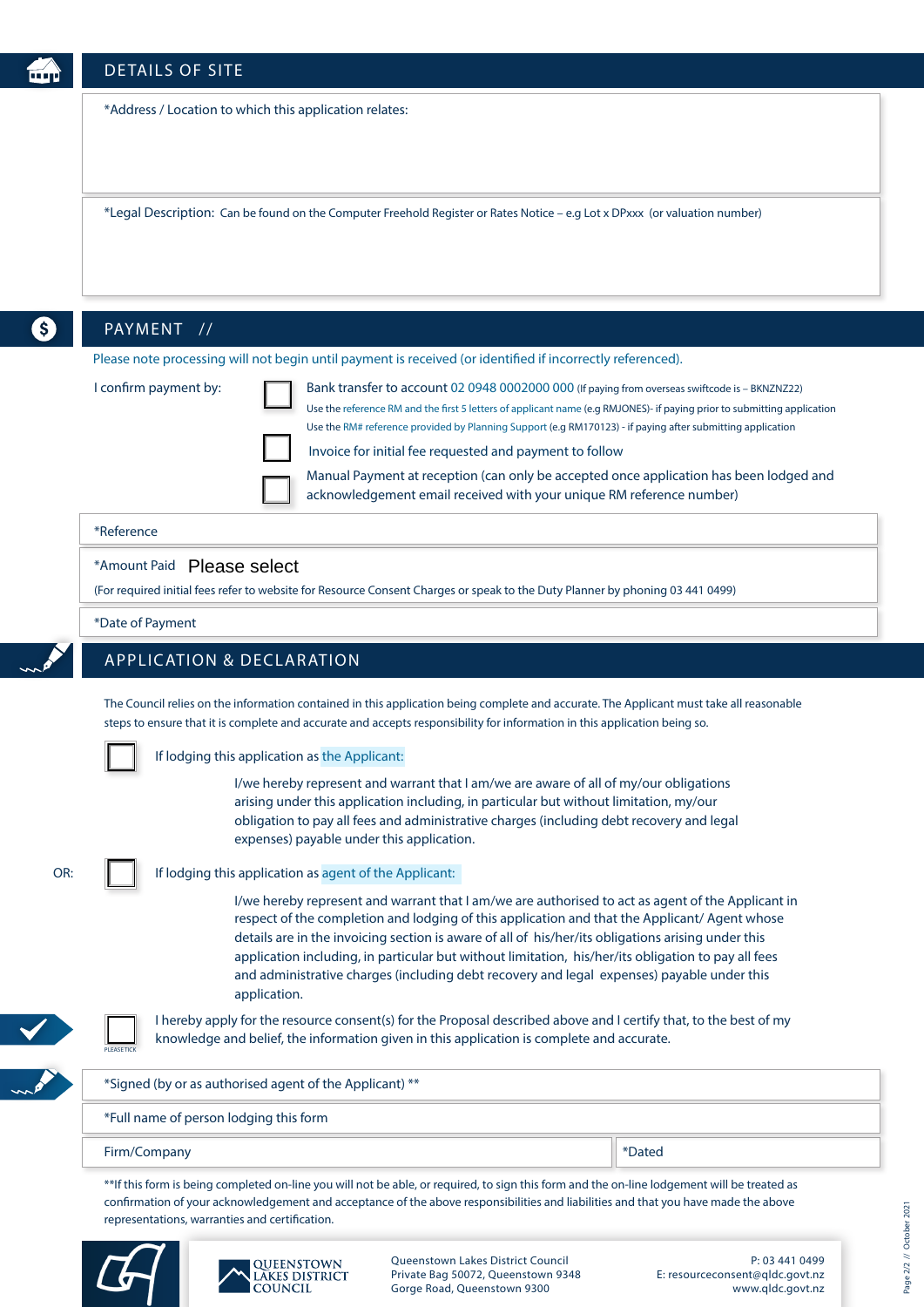## DETAILS OF SITE

*Address / Location to which this application relates:

*Legal Description: Can be found on the Computer Freehold Register or Rates Notice – e.g Lot x DPxxx (or valuation number)

## PAYMENT //

Please note processing will not begin until payment is received (or identified if incorrectly referenced).

I confirm payment by:

- ☐ Bank transfer to account 02 0948 0002000 000 (If paying from overseas swiftcode is – BKNZNZ22)
  Use the reference RM and the first 5 letters of applicant name (e.g RMJONES)- if paying prior to submitting application
  Use the RM# reference provided by Planning Support (e.g RM170123) - if paying after submitting application
- ☐ Invoice for initial fee requested and payment to follow
- ☐ Manual Payment at reception (can only be accepted once application has been lodged and acknowledgement email received with your unique RM reference number)

*Reference

*Amount Paid Please select

(For required initial fees refer to website for Resource Consent Charges or speak to the Duty Planner by phoning 03 441 0499)

*Date of Payment

## APPLICATION & DECLARATION

The Council relies on the information contained in this application being complete and accurate. The Applicant must take all reasonable steps to ensure that it is complete and accurate and accepts responsibility for information in this application being so.

☐ If lodging this application as the Applicant:

I/we hereby represent and warrant that I am/we are aware of all of my/our obligations arising under this application including, in particular but without limitation, my/our obligation to pay all fees and administrative charges (including debt recovery and legal expenses) payable under this application.

OR: ☐ If lodging this application as agent of the Applicant:

I/we hereby represent and warrant that I am/we are authorised to act as agent of the Applicant in respect of the completion and lodging of this application and that the Applicant/ Agent whose details are in the invoicing section is aware of all of his/her/its obligations arising under this application including, in particular but without limitation, his/her/its obligation to pay all fees and administrative charges (including debt recovery and legal expenses) payable under this application.

☐ PLEASE TICK — I hereby apply for the resource consent(s) for the Proposal described above and I certify that, to the best of my knowledge and belief, the information given in this application is complete and accurate.

*Signed (by or as authorised agent of the Applicant) **

*Full name of person lodging this form

| Firm/Company | *Dated |
|---|---|

**If this form is being completed on-line you will not be able, or required, to sign this form and the on-line lodgement will be treated as confirmation of your acknowledgement and acceptance of the above responsibilities and liabilities and that you have made the above representations, warranties and certification.

QUEENSTOWN LAKES DISTRICT COUNCIL

Queenstown Lakes District Council
Private Bag 50072, Queenstown 9348
Gorge Road, Queenstown 9300

P: 03 441 0499
E: resourceconsent@qldc.govt.nz
www.qldc.govt.nz

October 2021